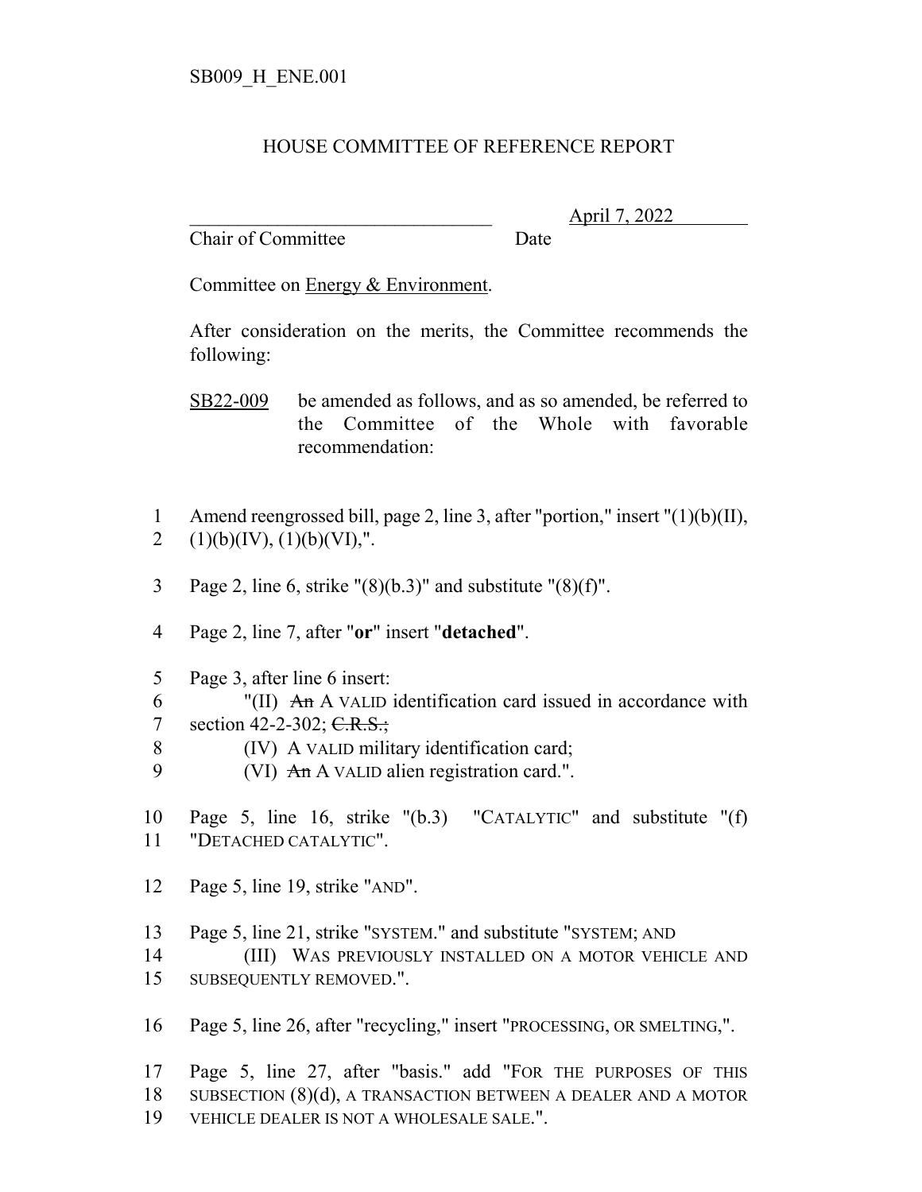SB009_H_ENE.001

# HOUSE COMMITTEE OF REFERENCE REPORT

_______________________________ April 7, 2022
Chair of Committee Date

Committee on Energy & Environment.

After consideration on the merits, the Committee recommends the following:

SB22-009 be amended as follows, and as so amended, be referred to the Committee of the Whole with favorable recommendation:

1 Amend reengrossed bill, page 2, line 3, after "portion," insert "(1)(b)(II),
2 (1)(b)(IV), (1)(b)(VI),".

3 Page 2, line 6, strike "(8)(b.3)" and substitute "(8)(f)".

4 Page 2, line 7, after "**or**" insert "**detached**".

5 Page 3, after line 6 insert:
6 "(II) ~~An~~ A VALID identification card issued in accordance with
7 section 42-2-302; ~~C.R.S.;~~
8 (IV) A VALID military identification card;
9 (VI) ~~An~~ A VALID alien registration card.".

10 Page 5, line 16, strike "(b.3) "CATALYTIC" and substitute "(f)
11 "DETACHED CATALYTIC".

12 Page 5, line 19, strike "AND".

13 Page 5, line 21, strike "SYSTEM." and substitute "SYSTEM; AND
14 (III) WAS PREVIOUSLY INSTALLED ON A MOTOR VEHICLE AND
15 SUBSEQUENTLY REMOVED.".

16 Page 5, line 26, after "recycling," insert "PROCESSING, OR SMELTING,".

17 Page 5, line 27, after "basis." add "FOR THE PURPOSES OF THIS
18 SUBSECTION (8)(d), A TRANSACTION BETWEEN A DEALER AND A MOTOR
19 VEHICLE DEALER IS NOT A WHOLESALE SALE.".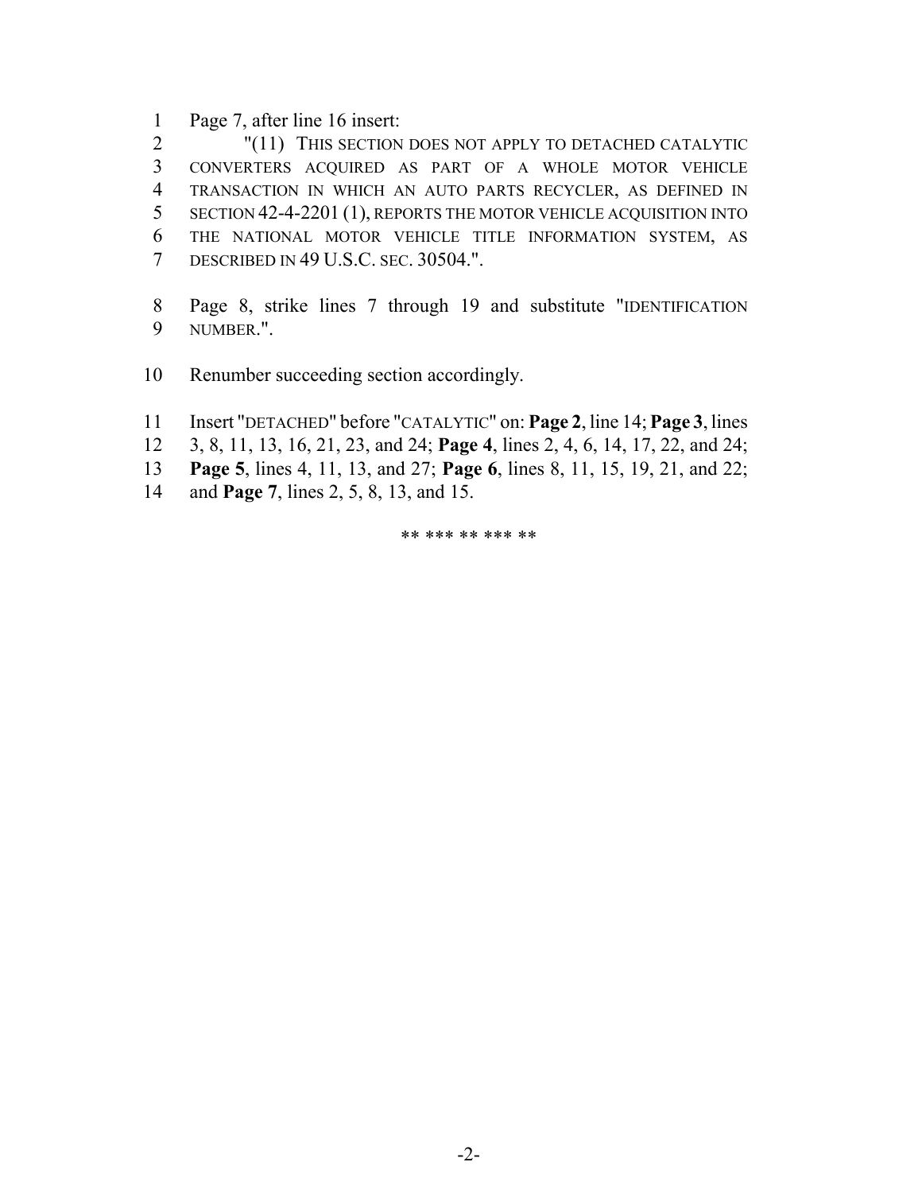Page 7, after line 16 insert:

"(11) THIS SECTION DOES NOT APPLY TO DETACHED CATALYTIC CONVERTERS ACQUIRED AS PART OF A WHOLE MOTOR VEHICLE TRANSACTION IN WHICH AN AUTO PARTS RECYCLER, AS DEFINED IN SECTION 42-4-2201 (1), REPORTS THE MOTOR VEHICLE ACQUISITION INTO THE NATIONAL MOTOR VEHICLE TITLE INFORMATION SYSTEM, AS DESCRIBED IN 49 U.S.C. SEC. 30504.".

Page 8, strike lines 7 through 19 and substitute "IDENTIFICATION NUMBER.".

Renumber succeeding section accordingly.

Insert "DETACHED" before "CATALYTIC" on: **Page 2**, line 14; **Page 3**, lines 3, 8, 11, 13, 16, 21, 23, and 24; **Page 4**, lines 2, 4, 6, 14, 17, 22, and 24; **Page 5**, lines 4, 11, 13, and 27; **Page 6**, lines 8, 11, 15, 19, 21, and 22; and **Page 7**, lines 2, 5, 8, 13, and 15.

** *** ** *** **